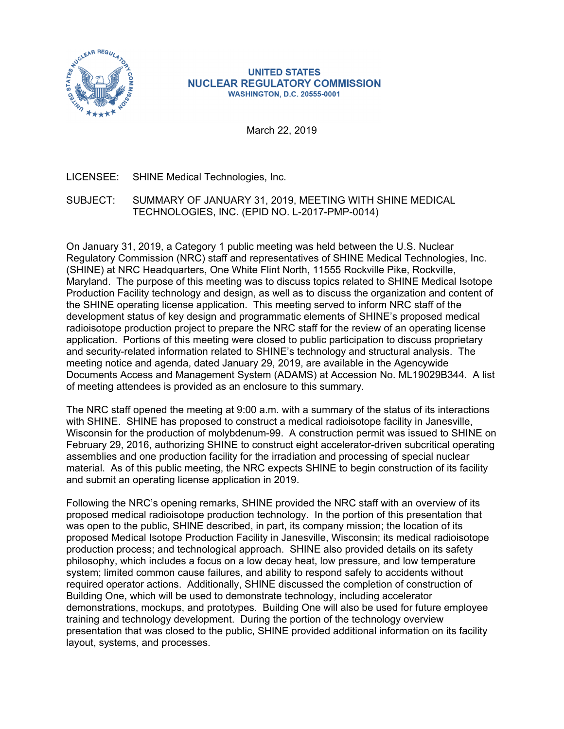**UNITED STATES**
**NUCLEAR REGULATORY COMMISSION**
**WASHINGTON, D.C. 20555-0001**

March 22, 2019

LICENSEE: SHINE Medical Technologies, Inc.

SUBJECT: SUMMARY OF JANUARY 31, 2019, MEETING WITH SHINE MEDICAL TECHNOLOGIES, INC. (EPID NO. L-2017-PMP-0014)

On January 31, 2019, a Category 1 public meeting was held between the U.S. Nuclear Regulatory Commission (NRC) staff and representatives of SHINE Medical Technologies, Inc. (SHINE) at NRC Headquarters, One White Flint North, 11555 Rockville Pike, Rockville, Maryland. The purpose of this meeting was to discuss topics related to SHINE Medical Isotope Production Facility technology and design, as well as to discuss the organization and content of the SHINE operating license application. This meeting served to inform NRC staff of the development status of key design and programmatic elements of SHINE's proposed medical radioisotope production project to prepare the NRC staff for the review of an operating license application. Portions of this meeting were closed to public participation to discuss proprietary and security-related information related to SHINE's technology and structural analysis. The meeting notice and agenda, dated January 29, 2019, are available in the Agencywide Documents Access and Management System (ADAMS) at Accession No. ML19029B344. A list of meeting attendees is provided as an enclosure to this summary.

The NRC staff opened the meeting at 9:00 a.m. with a summary of the status of its interactions with SHINE. SHINE has proposed to construct a medical radioisotope facility in Janesville, Wisconsin for the production of molybdenum-99. A construction permit was issued to SHINE on February 29, 2016, authorizing SHINE to construct eight accelerator-driven subcritical operating assemblies and one production facility for the irradiation and processing of special nuclear material. As of this public meeting, the NRC expects SHINE to begin construction of its facility and submit an operating license application in 2019.

Following the NRC's opening remarks, SHINE provided the NRC staff with an overview of its proposed medical radioisotope production technology. In the portion of this presentation that was open to the public, SHINE described, in part, its company mission; the location of its proposed Medical Isotope Production Facility in Janesville, Wisconsin; its medical radioisotope production process; and technological approach. SHINE also provided details on its safety philosophy, which includes a focus on a low decay heat, low pressure, and low temperature system; limited common cause failures, and ability to respond safely to accidents without required operator actions. Additionally, SHINE discussed the completion of construction of Building One, which will be used to demonstrate technology, including accelerator demonstrations, mockups, and prototypes. Building One will also be used for future employee training and technology development. During the portion of the technology overview presentation that was closed to the public, SHINE provided additional information on its facility layout, systems, and processes.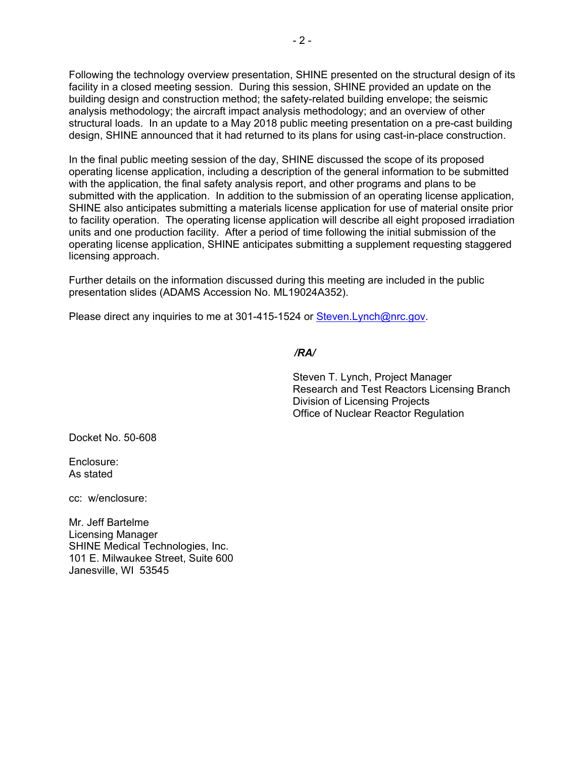Following the technology overview presentation, SHINE presented on the structural design of its facility in a closed meeting session. During this session, SHINE provided an update on the building design and construction method; the safety-related building envelope; the seismic analysis methodology; the aircraft impact analysis methodology; and an overview of other structural loads. In an update to a May 2018 public meeting presentation on a pre-cast building design, SHINE announced that it had returned to its plans for using cast-in-place construction.

In the final public meeting session of the day, SHINE discussed the scope of its proposed operating license application, including a description of the general information to be submitted with the application, the final safety analysis report, and other programs and plans to be submitted with the application. In addition to the submission of an operating license application, SHINE also anticipates submitting a materials license application for use of material onsite prior to facility operation. The operating license application will describe all eight proposed irradiation units and one production facility. After a period of time following the initial submission of the operating license application, SHINE anticipates submitting a supplement requesting staggered licensing approach.

Further details on the information discussed during this meeting are included in the public presentation slides (ADAMS Accession No. ML19024A352).

Please direct any inquiries to me at 301-415-1524 or Steven.Lynch@nrc.gov.

***/RA/***

Steven T. Lynch, Project Manager
Research and Test Reactors Licensing Branch
Division of Licensing Projects
Office of Nuclear Reactor Regulation

Docket No. 50-608

Enclosure:
As stated

cc: w/enclosure:

Mr. Jeff Bartelme
Licensing Manager
SHINE Medical Technologies, Inc.
101 E. Milwaukee Street, Suite 600
Janesville, WI 53545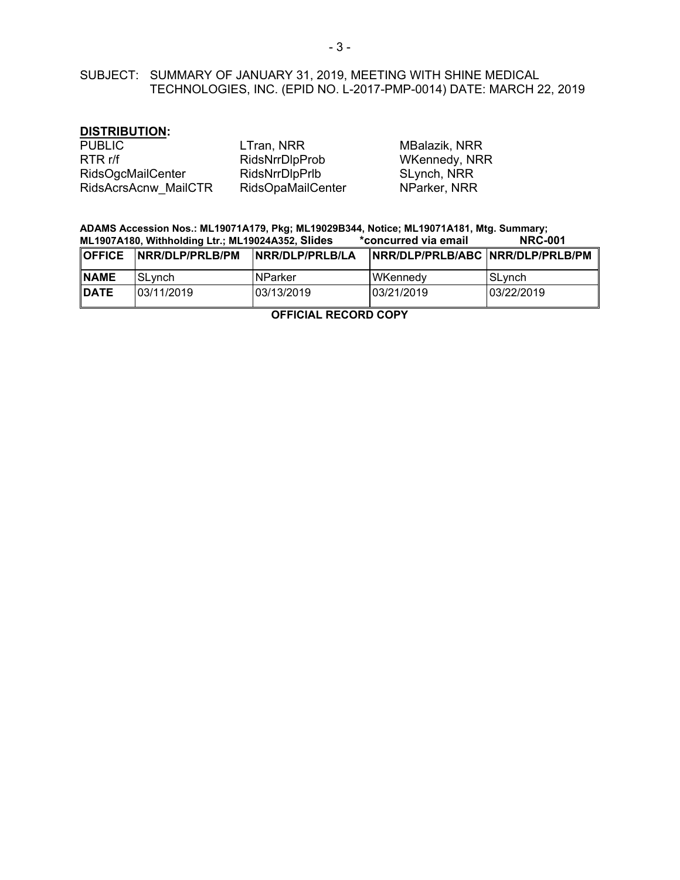SUBJECT: SUMMARY OF JANUARY 31, 2019, MEETING WITH SHINE MEDICAL TECHNOLOGIES, INC. (EPID NO. L-2017-PMP-0014) DATE: MARCH 22, 2019

**DISTRIBUTION:**

PUBLIC
RTR r/f
RidsOgcMailCenter
RidsAcrsAcnw_MailCTR
LTran, NRR
RidsNrrDlpProb
RidsNrrDlpPrlb
RidsOpaMailCenter
MBalazik, NRR
WKennedy, NRR
SLynch, NRR
NParker, NRR

**ADAMS Accession Nos.: ML19071A179, Pkg; ML19029B344, Notice; ML19071A181, Mtg. Summary; ML1907A180, Withholding Ltr.; ML19024A352, Slides** &nbsp;&nbsp;&nbsp; **\*concurred via email** &nbsp;&nbsp;&nbsp; **NRC-001**

| **OFFICE** | **NRR/DLP/PRLB/PM** | **NRR/DLP/PRLB/LA** | **NRR/DLP/PRLB/ABC** | **NRR/DLP/PRLB/PM** |
|---|---|---|---|---|
| **NAME** | SLynch | NParker | WKennedy | SLynch |
| **DATE** | 03/11/2019 | 03/13/2019 | 03/21/2019 | 03/22/2019 |

**OFFICIAL RECORD COPY**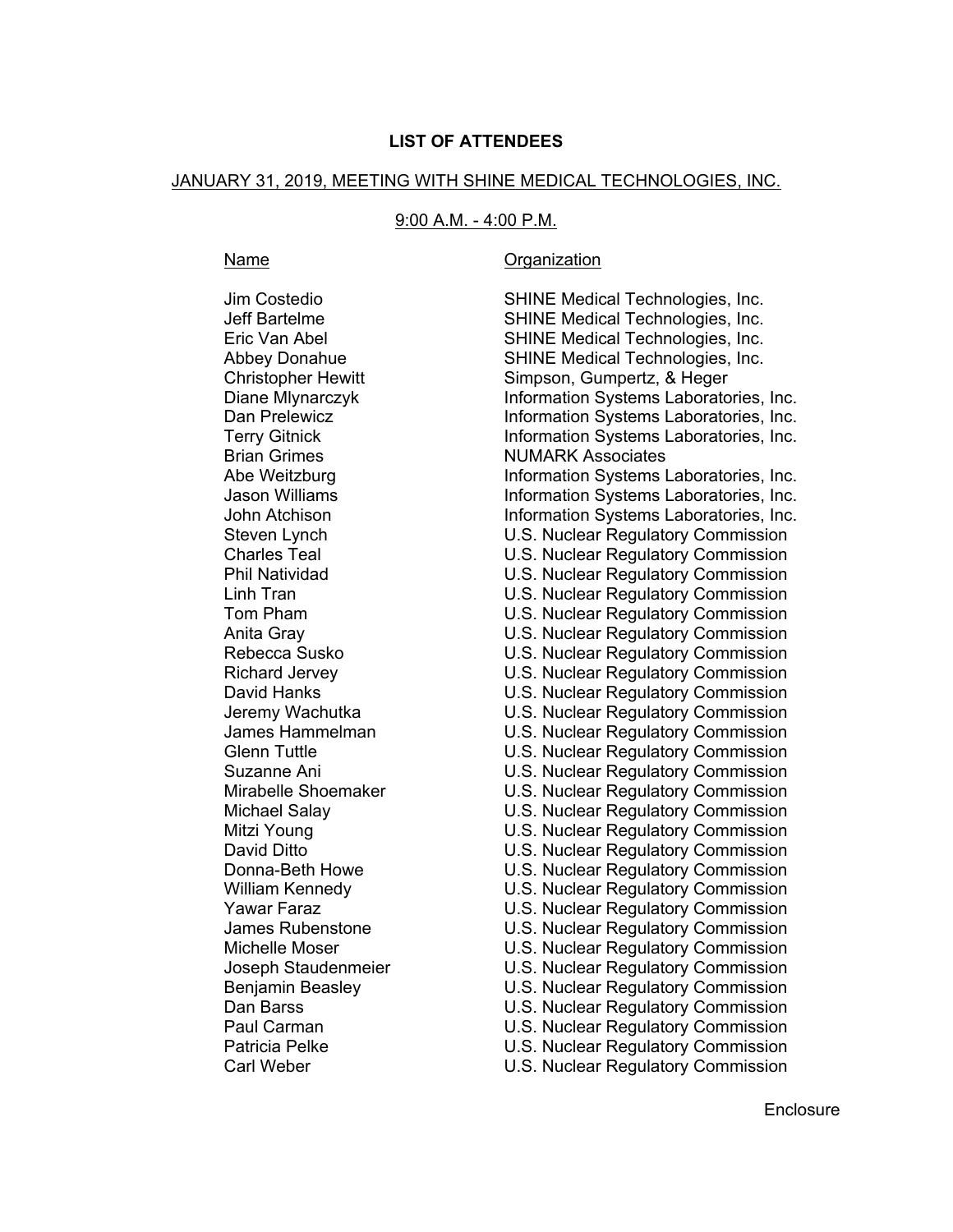**LIST OF ATTENDEES**

JANUARY 31, 2019, MEETING WITH SHINE MEDICAL TECHNOLOGIES, INC.

9:00 A.M. - 4:00 P.M.

| Name | Organization |
|---|---|
| Jim Costedio | SHINE Medical Technologies, Inc. |
| Jeff Bartelme | SHINE Medical Technologies, Inc. |
| Eric Van Abel | SHINE Medical Technologies, Inc. |
| Abbey Donahue | SHINE Medical Technologies, Inc. |
| Christopher Hewitt | Simpson, Gumpertz, & Heger |
| Diane Mlynarczyk | Information Systems Laboratories, Inc. |
| Dan Prelewicz | Information Systems Laboratories, Inc. |
| Terry Gitnick | Information Systems Laboratories, Inc. |
| Brian Grimes | NUMARK Associates |
| Abe Weitzburg | Information Systems Laboratories, Inc. |
| Jason Williams | Information Systems Laboratories, Inc. |
| John Atchison | Information Systems Laboratories, Inc. |
| Steven Lynch | U.S. Nuclear Regulatory Commission |
| Charles Teal | U.S. Nuclear Regulatory Commission |
| Phil Natividad | U.S. Nuclear Regulatory Commission |
| Linh Tran | U.S. Nuclear Regulatory Commission |
| Tom Pham | U.S. Nuclear Regulatory Commission |
| Anita Gray | U.S. Nuclear Regulatory Commission |
| Rebecca Susko | U.S. Nuclear Regulatory Commission |
| Richard Jervey | U.S. Nuclear Regulatory Commission |
| David Hanks | U.S. Nuclear Regulatory Commission |
| Jeremy Wachutka | U.S. Nuclear Regulatory Commission |
| James Hammelman | U.S. Nuclear Regulatory Commission |
| Glenn Tuttle | U.S. Nuclear Regulatory Commission |
| Suzanne Ani | U.S. Nuclear Regulatory Commission |
| Mirabelle Shoemaker | U.S. Nuclear Regulatory Commission |
| Michael Salay | U.S. Nuclear Regulatory Commission |
| Mitzi Young | U.S. Nuclear Regulatory Commission |
| David Ditto | U.S. Nuclear Regulatory Commission |
| Donna-Beth Howe | U.S. Nuclear Regulatory Commission |
| William Kennedy | U.S. Nuclear Regulatory Commission |
| Yawar Faraz | U.S. Nuclear Regulatory Commission |
| James Rubenstone | U.S. Nuclear Regulatory Commission |
| Michelle Moser | U.S. Nuclear Regulatory Commission |
| Joseph Staudenmeier | U.S. Nuclear Regulatory Commission |
| Benjamin Beasley | U.S. Nuclear Regulatory Commission |
| Dan Barss | U.S. Nuclear Regulatory Commission |
| Paul Carman | U.S. Nuclear Regulatory Commission |
| Patricia Pelke | U.S. Nuclear Regulatory Commission |
| Carl Weber | U.S. Nuclear Regulatory Commission |

Enclosure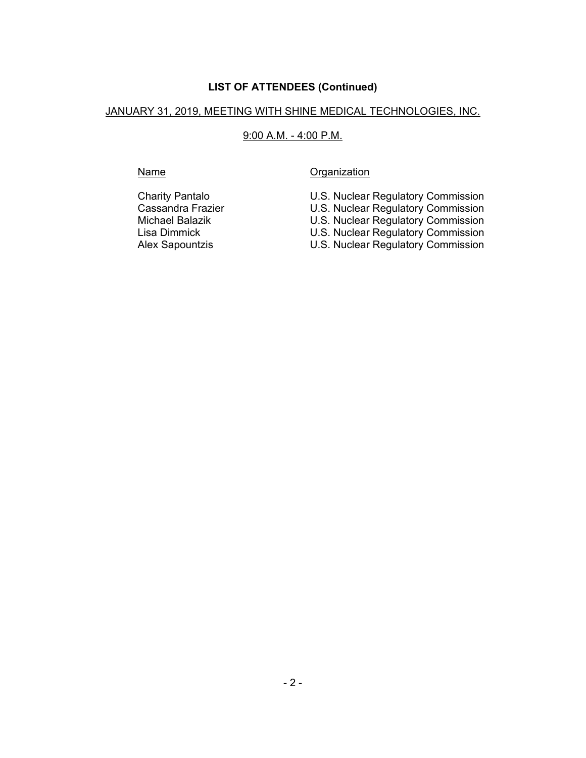**LIST OF ATTENDEES (Continued)**

JANUARY 31, 2019, MEETING WITH SHINE MEDICAL TECHNOLOGIES, INC.

9:00 A.M. - 4:00 P.M.

| Name | Organization |
|---|---|
| Charity Pantalo | U.S. Nuclear Regulatory Commission |
| Cassandra Frazier | U.S. Nuclear Regulatory Commission |
| Michael Balazik | U.S. Nuclear Regulatory Commission |
| Lisa Dimmick | U.S. Nuclear Regulatory Commission |
| Alex Sapountzis | U.S. Nuclear Regulatory Commission |